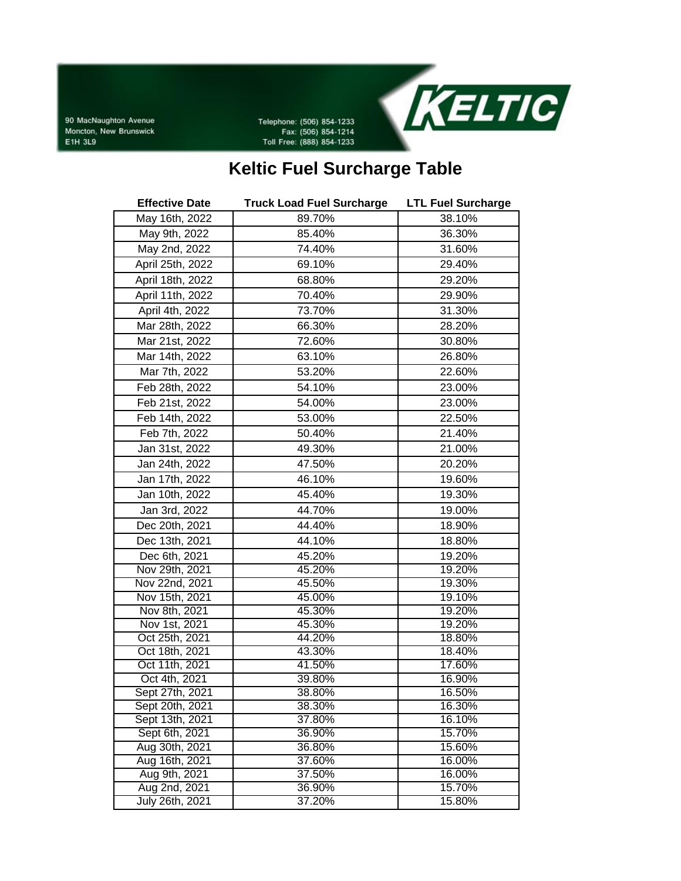90 MacNaughton Avenue
Moncton, New Brunswick
E1H 3L9

Telephone: (506) 854-1233
Fax: (506) 854-1214
Toll Free: (888) 854-1233

KELTIC

# Keltic Fuel Surcharge Table

| Effective Date | Truck Load Fuel Surcharge | LTL Fuel Surcharge |
|---|---|---|
| May 16th, 2022 | 89.70% | 38.10% |
| May 9th, 2022 | 85.40% | 36.30% |
| May 2nd, 2022 | 74.40% | 31.60% |
| April 25th, 2022 | 69.10% | 29.40% |
| April 18th, 2022 | 68.80% | 29.20% |
| April 11th, 2022 | 70.40% | 29.90% |
| April 4th, 2022 | 73.70% | 31.30% |
| Mar 28th, 2022 | 66.30% | 28.20% |
| Mar 21st, 2022 | 72.60% | 30.80% |
| Mar 14th, 2022 | 63.10% | 26.80% |
| Mar 7th, 2022 | 53.20% | 22.60% |
| Feb 28th, 2022 | 54.10% | 23.00% |
| Feb 21st, 2022 | 54.00% | 23.00% |
| Feb 14th, 2022 | 53.00% | 22.50% |
| Feb 7th, 2022 | 50.40% | 21.40% |
| Jan 31st, 2022 | 49.30% | 21.00% |
| Jan 24th, 2022 | 47.50% | 20.20% |
| Jan 17th, 2022 | 46.10% | 19.60% |
| Jan 10th, 2022 | 45.40% | 19.30% |
| Jan 3rd, 2022 | 44.70% | 19.00% |
| Dec 20th, 2021 | 44.40% | 18.90% |
| Dec 13th, 2021 | 44.10% | 18.80% |
| Dec 6th, 2021 | 45.20% | 19.20% |
| Nov 29th, 2021 | 45.20% | 19.20% |
| Nov 22nd, 2021 | 45.50% | 19.30% |
| Nov 15th, 2021 | 45.00% | 19.10% |
| Nov 8th, 2021 | 45.30% | 19.20% |
| Nov 1st, 2021 | 45.30% | 19.20% |
| Oct 25th, 2021 | 44.20% | 18.80% |
| Oct 18th, 2021 | 43.30% | 18.40% |
| Oct 11th, 2021 | 41.50% | 17.60% |
| Oct 4th, 2021 | 39.80% | 16.90% |
| Sept 27th, 2021 | 38.80% | 16.50% |
| Sept 20th, 2021 | 38.30% | 16.30% |
| Sept 13th, 2021 | 37.80% | 16.10% |
| Sept 6th, 2021 | 36.90% | 15.70% |
| Aug 30th, 2021 | 36.80% | 15.60% |
| Aug 16th, 2021 | 37.60% | 16.00% |
| Aug 9th, 2021 | 37.50% | 16.00% |
| Aug 2nd, 2021 | 36.90% | 15.70% |
| July 26th, 2021 | 37.20% | 15.80% |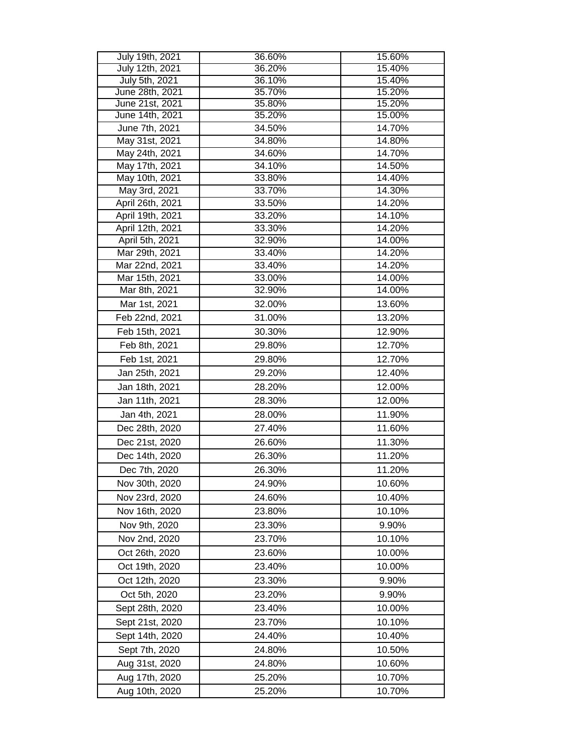| | | |
|---|---|---|
| July 19th, 2021 | 36.60% | 15.60% |
| July 12th, 2021 | 36.20% | 15.40% |
| July 5th, 2021 | 36.10% | 15.40% |
| June 28th, 2021 | 35.70% | 15.20% |
| June 21st, 2021 | 35.80% | 15.20% |
| June 14th, 2021 | 35.20% | 15.00% |
| June 7th, 2021 | 34.50% | 14.70% |
| May 31st, 2021 | 34.80% | 14.80% |
| May 24th, 2021 | 34.60% | 14.70% |
| May 17th, 2021 | 34.10% | 14.50% |
| May 10th, 2021 | 33.80% | 14.40% |
| May 3rd, 2021 | 33.70% | 14.30% |
| April 26th, 2021 | 33.50% | 14.20% |
| April 19th, 2021 | 33.20% | 14.10% |
| April 12th, 2021 | 33.30% | 14.20% |
| April 5th, 2021 | 32.90% | 14.00% |
| Mar 29th, 2021 | 33.40% | 14.20% |
| Mar 22nd, 2021 | 33.40% | 14.20% |
| Mar 15th, 2021 | 33.00% | 14.00% |
| Mar 8th, 2021 | 32.90% | 14.00% |
| Mar 1st, 2021 | 32.00% | 13.60% |
| Feb 22nd, 2021 | 31.00% | 13.20% |
| Feb 15th, 2021 | 30.30% | 12.90% |
| Feb 8th, 2021 | 29.80% | 12.70% |
| Feb 1st, 2021 | 29.80% | 12.70% |
| Jan 25th, 2021 | 29.20% | 12.40% |
| Jan 18th, 2021 | 28.20% | 12.00% |
| Jan 11th, 2021 | 28.30% | 12.00% |
| Jan 4th, 2021 | 28.00% | 11.90% |
| Dec 28th, 2020 | 27.40% | 11.60% |
| Dec 21st, 2020 | 26.60% | 11.30% |
| Dec 14th, 2020 | 26.30% | 11.20% |
| Dec 7th, 2020 | 26.30% | 11.20% |
| Nov 30th, 2020 | 24.90% | 10.60% |
| Nov 23rd, 2020 | 24.60% | 10.40% |
| Nov 16th, 2020 | 23.80% | 10.10% |
| Nov 9th, 2020 | 23.30% | 9.90% |
| Nov 2nd, 2020 | 23.70% | 10.10% |
| Oct 26th, 2020 | 23.60% | 10.00% |
| Oct 19th, 2020 | 23.40% | 10.00% |
| Oct 12th, 2020 | 23.30% | 9.90% |
| Oct 5th, 2020 | 23.20% | 9.90% |
| Sept 28th, 2020 | 23.40% | 10.00% |
| Sept 21st, 2020 | 23.70% | 10.10% |
| Sept 14th, 2020 | 24.40% | 10.40% |
| Sept 7th, 2020 | 24.80% | 10.50% |
| Aug 31st, 2020 | 24.80% | 10.60% |
| Aug 17th, 2020 | 25.20% | 10.70% |
| Aug 10th, 2020 | 25.20% | 10.70% |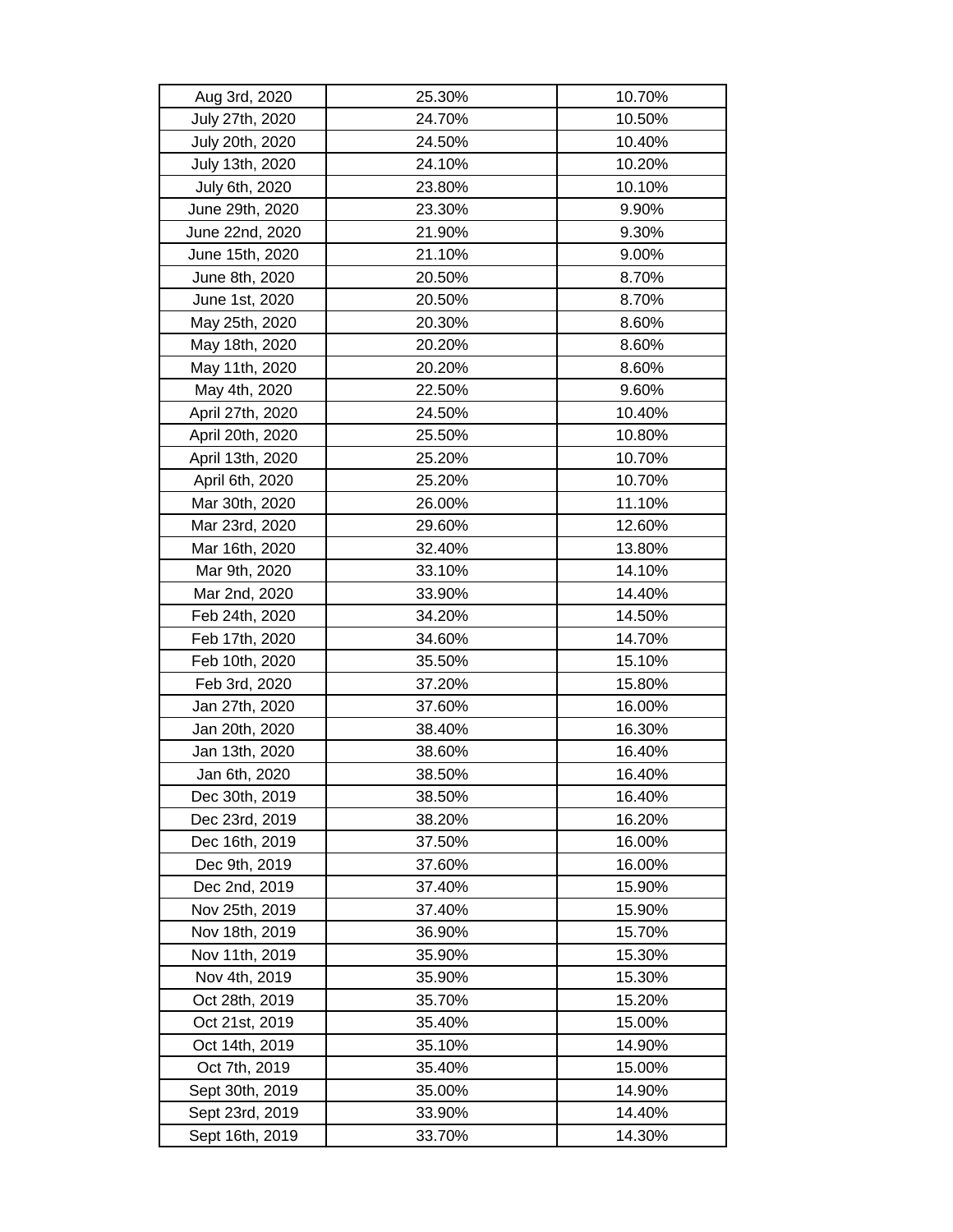| Aug 3rd, 2020 | 25.30% | 10.70% |
|---|---|---|
| July 27th, 2020 | 24.70% | 10.50% |
| July 20th, 2020 | 24.50% | 10.40% |
| July 13th, 2020 | 24.10% | 10.20% |
| July 6th, 2020 | 23.80% | 10.10% |
| June 29th, 2020 | 23.30% | 9.90% |
| June 22nd, 2020 | 21.90% | 9.30% |
| June 15th, 2020 | 21.10% | 9.00% |
| June 8th, 2020 | 20.50% | 8.70% |
| June 1st, 2020 | 20.50% | 8.70% |
| May 25th, 2020 | 20.30% | 8.60% |
| May 18th, 2020 | 20.20% | 8.60% |
| May 11th, 2020 | 20.20% | 8.60% |
| May 4th, 2020 | 22.50% | 9.60% |
| April 27th, 2020 | 24.50% | 10.40% |
| April 20th, 2020 | 25.50% | 10.80% |
| April 13th, 2020 | 25.20% | 10.70% |
| April 6th, 2020 | 25.20% | 10.70% |
| Mar 30th, 2020 | 26.00% | 11.10% |
| Mar 23rd, 2020 | 29.60% | 12.60% |
| Mar 16th, 2020 | 32.40% | 13.80% |
| Mar 9th, 2020 | 33.10% | 14.10% |
| Mar 2nd, 2020 | 33.90% | 14.40% |
| Feb 24th, 2020 | 34.20% | 14.50% |
| Feb 17th, 2020 | 34.60% | 14.70% |
| Feb 10th, 2020 | 35.50% | 15.10% |
| Feb 3rd, 2020 | 37.20% | 15.80% |
| Jan 27th, 2020 | 37.60% | 16.00% |
| Jan 20th, 2020 | 38.40% | 16.30% |
| Jan 13th, 2020 | 38.60% | 16.40% |
| Jan 6th, 2020 | 38.50% | 16.40% |
| Dec 30th, 2019 | 38.50% | 16.40% |
| Dec 23rd, 2019 | 38.20% | 16.20% |
| Dec 16th, 2019 | 37.50% | 16.00% |
| Dec 9th, 2019 | 37.60% | 16.00% |
| Dec 2nd, 2019 | 37.40% | 15.90% |
| Nov 25th, 2019 | 37.40% | 15.90% |
| Nov 18th, 2019 | 36.90% | 15.70% |
| Nov 11th, 2019 | 35.90% | 15.30% |
| Nov 4th, 2019 | 35.90% | 15.30% |
| Oct 28th, 2019 | 35.70% | 15.20% |
| Oct 21st, 2019 | 35.40% | 15.00% |
| Oct 14th, 2019 | 35.10% | 14.90% |
| Oct 7th, 2019 | 35.40% | 15.00% |
| Sept 30th, 2019 | 35.00% | 14.90% |
| Sept 23rd, 2019 | 33.90% | 14.40% |
| Sept 16th, 2019 | 33.70% | 14.30% |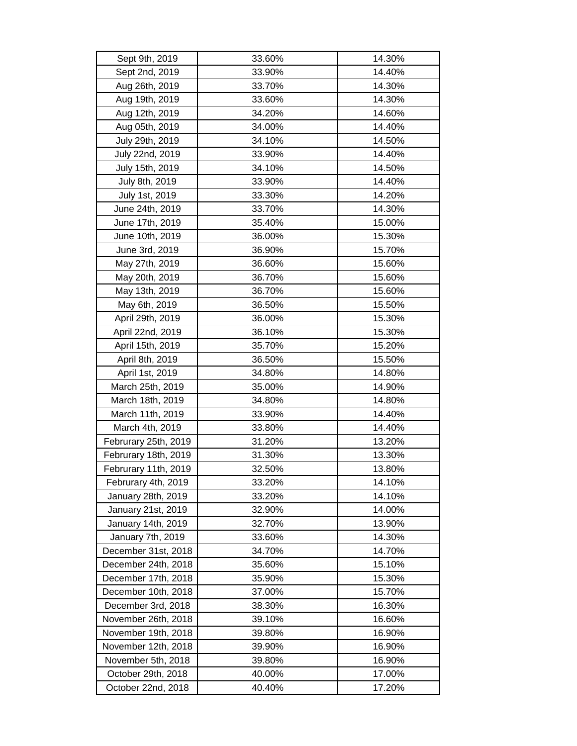| Sept 9th, 2019 | 33.60% | 14.30% |
|---|---|---|
| Sept 2nd, 2019 | 33.90% | 14.40% |
| Aug 26th, 2019 | 33.70% | 14.30% |
| Aug 19th, 2019 | 33.60% | 14.30% |
| Aug 12th, 2019 | 34.20% | 14.60% |
| Aug 05th, 2019 | 34.00% | 14.40% |
| July 29th, 2019 | 34.10% | 14.50% |
| July 22nd, 2019 | 33.90% | 14.40% |
| July 15th, 2019 | 34.10% | 14.50% |
| July 8th, 2019 | 33.90% | 14.40% |
| July 1st, 2019 | 33.30% | 14.20% |
| June 24th, 2019 | 33.70% | 14.30% |
| June 17th, 2019 | 35.40% | 15.00% |
| June 10th, 2019 | 36.00% | 15.30% |
| June 3rd, 2019 | 36.90% | 15.70% |
| May 27th, 2019 | 36.60% | 15.60% |
| May 20th, 2019 | 36.70% | 15.60% |
| May 13th, 2019 | 36.70% | 15.60% |
| May 6th, 2019 | 36.50% | 15.50% |
| April 29th, 2019 | 36.00% | 15.30% |
| April 22nd, 2019 | 36.10% | 15.30% |
| April 15th, 2019 | 35.70% | 15.20% |
| April 8th, 2019 | 36.50% | 15.50% |
| April 1st, 2019 | 34.80% | 14.80% |
| March 25th, 2019 | 35.00% | 14.90% |
| March 18th, 2019 | 34.80% | 14.80% |
| March 11th, 2019 | 33.90% | 14.40% |
| March 4th, 2019 | 33.80% | 14.40% |
| Februrary 25th, 2019 | 31.20% | 13.20% |
| Februrary 18th, 2019 | 31.30% | 13.30% |
| Februrary 11th, 2019 | 32.50% | 13.80% |
| Februrary 4th, 2019 | 33.20% | 14.10% |
| January 28th, 2019 | 33.20% | 14.10% |
| January 21st, 2019 | 32.90% | 14.00% |
| January 14th, 2019 | 32.70% | 13.90% |
| January 7th, 2019 | 33.60% | 14.30% |
| December 31st, 2018 | 34.70% | 14.70% |
| December 24th, 2018 | 35.60% | 15.10% |
| December 17th, 2018 | 35.90% | 15.30% |
| December 10th, 2018 | 37.00% | 15.70% |
| December 3rd, 2018 | 38.30% | 16.30% |
| November 26th, 2018 | 39.10% | 16.60% |
| November 19th, 2018 | 39.80% | 16.90% |
| November 12th, 2018 | 39.90% | 16.90% |
| November 5th, 2018 | 39.80% | 16.90% |
| October 29th, 2018 | 40.00% | 17.00% |
| October 22nd, 2018 | 40.40% | 17.20% |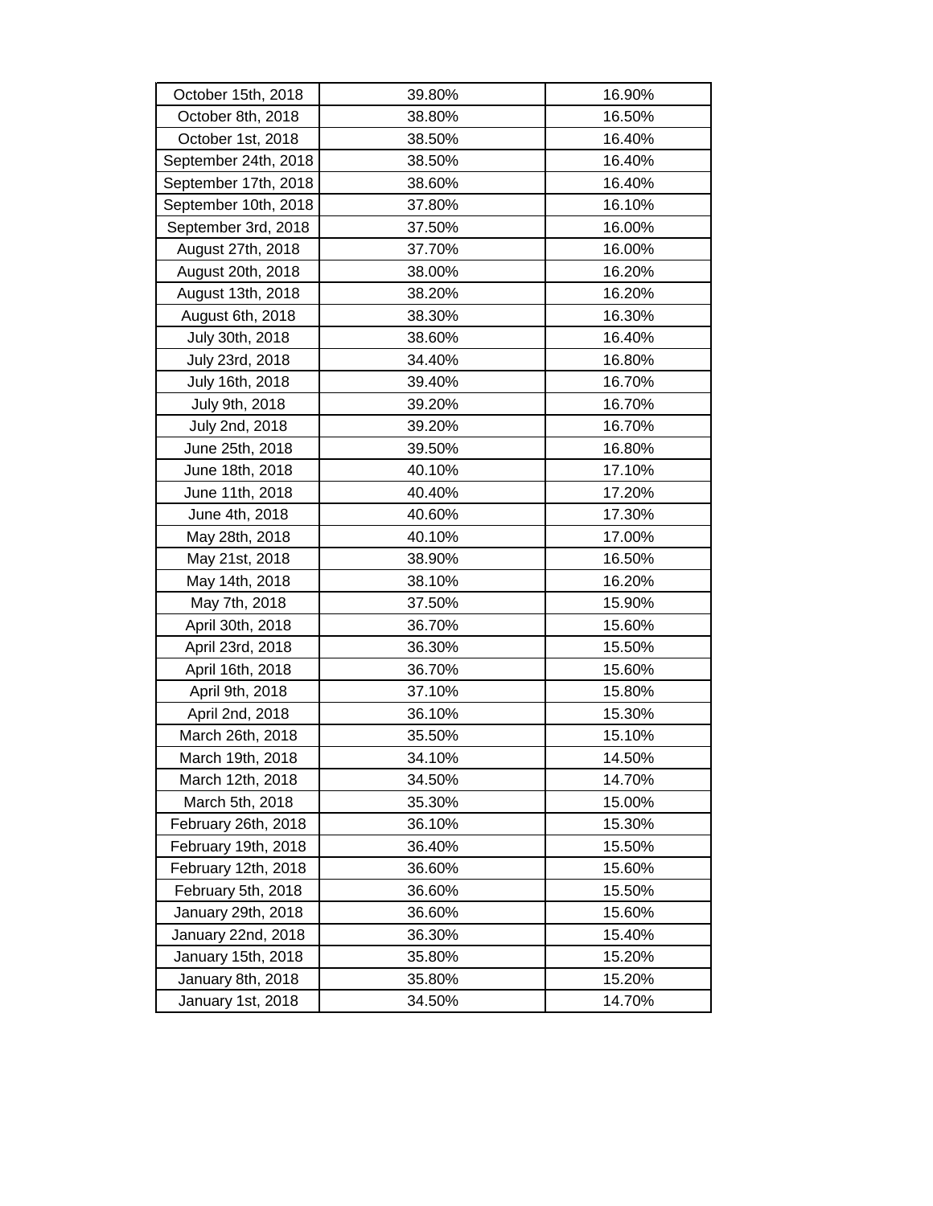| | | |
|---|---|---|
| October 15th, 2018 | 39.80% | 16.90% |
| October 8th, 2018 | 38.80% | 16.50% |
| October 1st, 2018 | 38.50% | 16.40% |
| September 24th, 2018 | 38.50% | 16.40% |
| September 17th, 2018 | 38.60% | 16.40% |
| September 10th, 2018 | 37.80% | 16.10% |
| September 3rd, 2018 | 37.50% | 16.00% |
| August 27th, 2018 | 37.70% | 16.00% |
| August 20th, 2018 | 38.00% | 16.20% |
| August 13th, 2018 | 38.20% | 16.20% |
| August 6th, 2018 | 38.30% | 16.30% |
| July 30th, 2018 | 38.60% | 16.40% |
| July 23rd, 2018 | 34.40% | 16.80% |
| July 16th, 2018 | 39.40% | 16.70% |
| July 9th, 2018 | 39.20% | 16.70% |
| July 2nd, 2018 | 39.20% | 16.70% |
| June 25th, 2018 | 39.50% | 16.80% |
| June 18th, 2018 | 40.10% | 17.10% |
| June 11th, 2018 | 40.40% | 17.20% |
| June 4th, 2018 | 40.60% | 17.30% |
| May 28th, 2018 | 40.10% | 17.00% |
| May 21st, 2018 | 38.90% | 16.50% |
| May 14th, 2018 | 38.10% | 16.20% |
| May 7th, 2018 | 37.50% | 15.90% |
| April 30th, 2018 | 36.70% | 15.60% |
| April 23rd, 2018 | 36.30% | 15.50% |
| April 16th, 2018 | 36.70% | 15.60% |
| April 9th, 2018 | 37.10% | 15.80% |
| April 2nd, 2018 | 36.10% | 15.30% |
| March 26th, 2018 | 35.50% | 15.10% |
| March 19th, 2018 | 34.10% | 14.50% |
| March 12th, 2018 | 34.50% | 14.70% |
| March 5th, 2018 | 35.30% | 15.00% |
| February 26th, 2018 | 36.10% | 15.30% |
| February 19th, 2018 | 36.40% | 15.50% |
| February 12th, 2018 | 36.60% | 15.60% |
| February 5th, 2018 | 36.60% | 15.50% |
| January 29th, 2018 | 36.60% | 15.60% |
| January 22nd, 2018 | 36.30% | 15.40% |
| January 15th, 2018 | 35.80% | 15.20% |
| January 8th, 2018 | 35.80% | 15.20% |
| January 1st, 2018 | 34.50% | 14.70% |